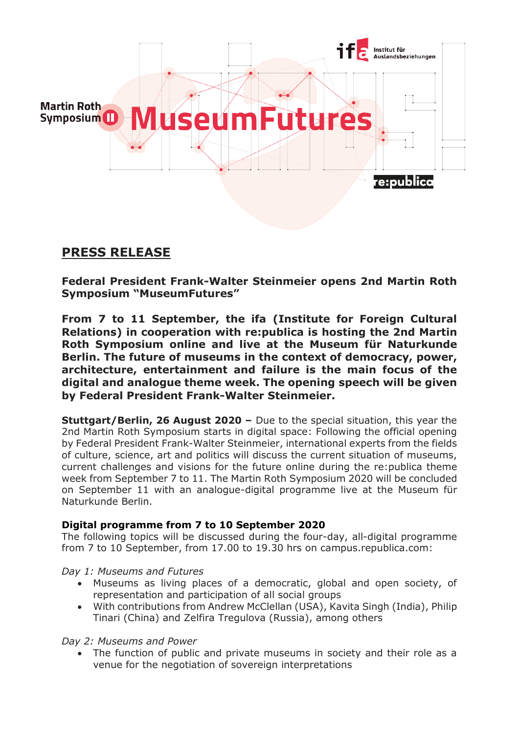Martin Roth Symposium II MuseumFutures

ifa Institut für Auslandsbeziehungen

re:publica

# PRESS RELEASE

**Federal President Frank-Walter Steinmeier opens 2nd Martin Roth Symposium "MuseumFutures"**

**From 7 to 11 September, the ifa (Institute for Foreign Cultural Relations) in cooperation with re:publica is hosting the 2nd Martin Roth Symposium online and live at the Museum für Naturkunde Berlin. The future of museums in the context of democracy, power, architecture, entertainment and failure is the main focus of the digital and analogue theme week. The opening speech will be given by Federal President Frank-Walter Steinmeier.**

**Stuttgart/Berlin, 26 August 2020 –** Due to the special situation, this year the 2nd Martin Roth Symposium starts in digital space: Following the official opening by Federal President Frank-Walter Steinmeier, international experts from the fields of culture, science, art and politics will discuss the current situation of museums, current challenges and visions for the future online during the re:publica theme week from September 7 to 11. The Martin Roth Symposium 2020 will be concluded on September 11 with an analogue-digital programme live at the Museum für Naturkunde Berlin.

**Digital programme from 7 to 10 September 2020**
The following topics will be discussed during the four-day, all-digital programme from 7 to 10 September, from 17.00 to 19.30 hrs on campus.republica.com:

*Day 1: Museums and Futures*

- Museums as living places of a democratic, global and open society, of representation and participation of all social groups
- With contributions from Andrew McClellan (USA), Kavita Singh (India), Philip Tinari (China) and Zelfira Tregulova (Russia), among others

*Day 2: Museums and Power*

- The function of public and private museums in society and their role as a venue for the negotiation of sovereign interpretations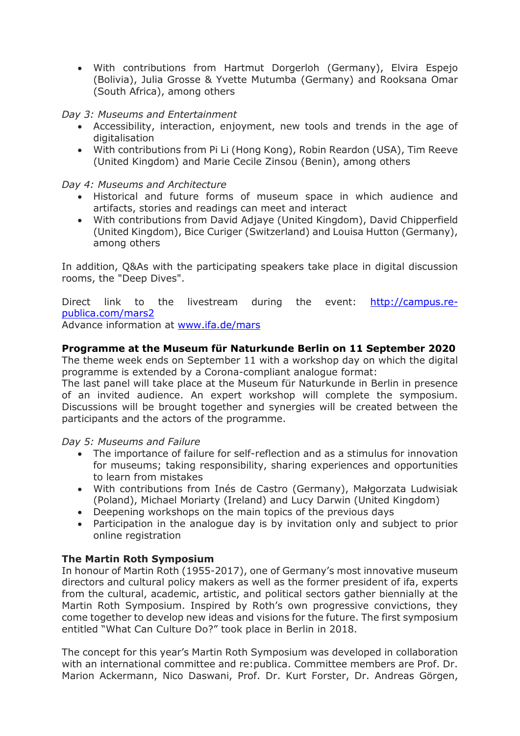- With contributions from Hartmut Dorgerloh (Germany), Elvira Espejo (Bolivia), Julia Grosse & Yvette Mutumba (Germany) and Rooksana Omar (South Africa), among others

*Day 3: Museums and Entertainment*

- Accessibility, interaction, enjoyment, new tools and trends in the age of digitalisation
- With contributions from Pi Li (Hong Kong), Robin Reardon (USA), Tim Reeve (United Kingdom) and Marie Cecile Zinsou (Benin), among others

*Day 4: Museums and Architecture*

- Historical and future forms of museum space in which audience and artifacts, stories and readings can meet and interact
- With contributions from David Adjaye (United Kingdom), David Chipperfield (United Kingdom), Bice Curiger (Switzerland) and Louisa Hutton (Germany), among others

In addition, Q&As with the participating speakers take place in digital discussion rooms, the "Deep Dives".

Direct link to the livestream during the event: [http://campus.re-publica.com/mars2](http://campus.re-publica.com/mars2)
Advance information at [www.ifa.de/mars](www.ifa.de/mars)

**Programme at the Museum für Naturkunde Berlin on 11 September 2020**
The theme week ends on September 11 with a workshop day on which the digital programme is extended by a Corona-compliant analogue format:
The last panel will take place at the Museum für Naturkunde in Berlin in presence of an invited audience. An expert workshop will complete the symposium. Discussions will be brought together and synergies will be created between the participants and the actors of the programme.

*Day 5: Museums and Failure*

- The importance of failure for self-reflection and as a stimulus for innovation for museums; taking responsibility, sharing experiences and opportunities to learn from mistakes
- With contributions from Inés de Castro (Germany), Małgorzata Ludwisiak (Poland), Michael Moriarty (Ireland) and Lucy Darwin (United Kingdom)
- Deepening workshops on the main topics of the previous days
- Participation in the analogue day is by invitation only and subject to prior online registration

**The Martin Roth Symposium**
In honour of Martin Roth (1955-2017), one of Germany's most innovative museum directors and cultural policy makers as well as the former president of ifa, experts from the cultural, academic, artistic, and political sectors gather biennially at the Martin Roth Symposium. Inspired by Roth's own progressive convictions, they come together to develop new ideas and visions for the future. The first symposium entitled "What Can Culture Do?" took place in Berlin in 2018.

The concept for this year's Martin Roth Symposium was developed in collaboration with an international committee and re:publica. Committee members are Prof. Dr. Marion Ackermann, Nico Daswani, Prof. Dr. Kurt Forster, Dr. Andreas Görgen,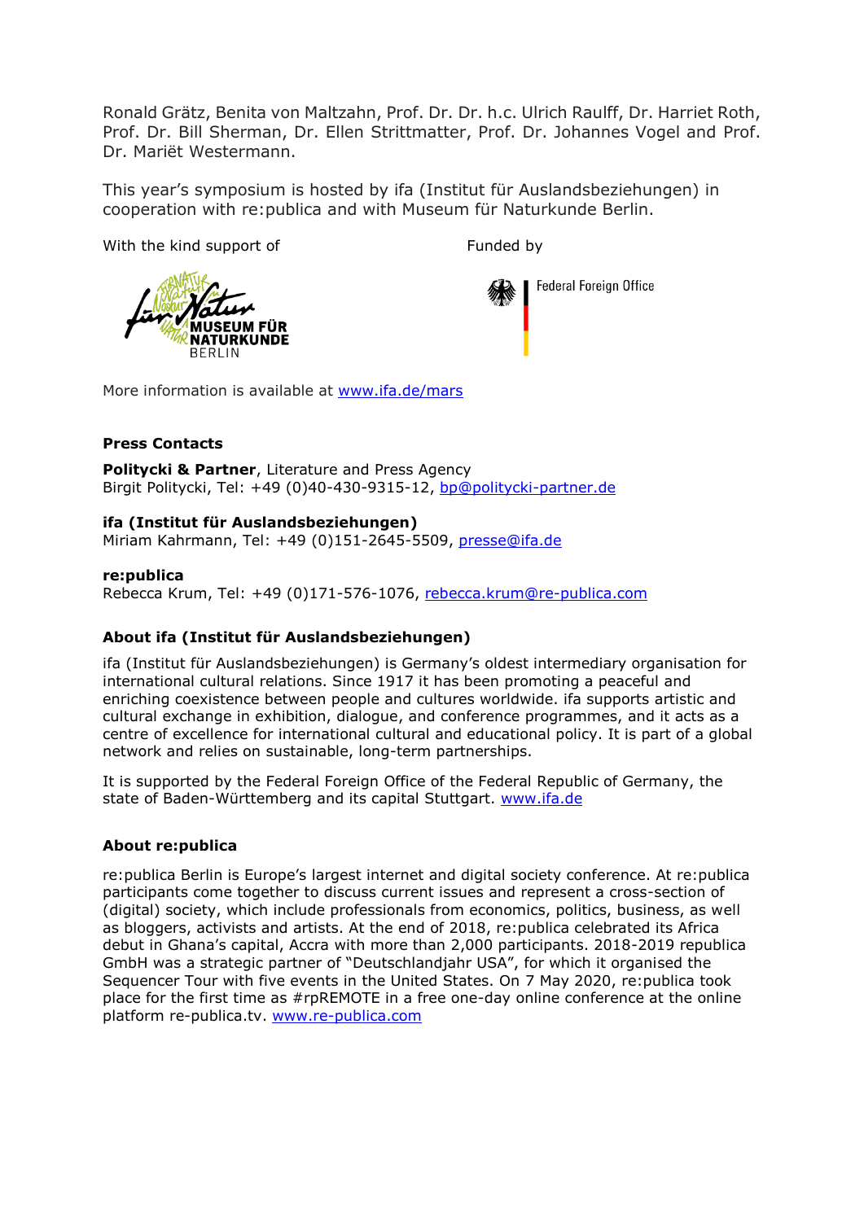Ronald Grätz, Benita von Maltzahn, Prof. Dr. Dr. h.c. Ulrich Raulff, Dr. Harriet Roth, Prof. Dr. Bill Sherman, Dr. Ellen Strittmatter, Prof. Dr. Johannes Vogel and Prof. Dr. Mariët Westermann.

This year's symposium is hosted by ifa (Institut für Auslandsbeziehungen) in cooperation with re:publica and with Museum für Naturkunde Berlin.

With the kind support of

MUSEUM FÜR NATURKUNDE BERLIN

Funded by

Federal Foreign Office

More information is available at www.ifa.de/mars

**Press Contacts**

**Politycki & Partner**, Literature and Press Agency
Birgit Politycki, Tel: +49 (0)40-430-9315-12, bp@politycki-partner.de

**ifa (Institut für Auslandsbeziehungen)**
Miriam Kahrmann, Tel: +49 (0)151-2645-5509, presse@ifa.de

**re:publica**
Rebecca Krum, Tel: +49 (0)171-576-1076, rebecca.krum@re-publica.com

**About ifa (Institut für Auslandsbeziehungen)**

ifa (Institut für Auslandsbeziehungen) is Germany's oldest intermediary organisation for international cultural relations. Since 1917 it has been promoting a peaceful and enriching coexistence between people and cultures worldwide. ifa supports artistic and cultural exchange in exhibition, dialogue, and conference programmes, and it acts as a centre of excellence for international cultural and educational policy. It is part of a global network and relies on sustainable, long-term partnerships.

It is supported by the Federal Foreign Office of the Federal Republic of Germany, the state of Baden-Württemberg and its capital Stuttgart. www.ifa.de

**About re:publica**

re:publica Berlin is Europe's largest internet and digital society conference. At re:publica participants come together to discuss current issues and represent a cross-section of (digital) society, which include professionals from economics, politics, business, as well as bloggers, activists and artists. At the end of 2018, re:publica celebrated its Africa debut in Ghana's capital, Accra with more than 2,000 participants. 2018-2019 republica GmbH was a strategic partner of "Deutschlandjahr USA", for which it organised the Sequencer Tour with five events in the United States. On 7 May 2020, re:publica took place for the first time as #rpREMOTE in a free one-day online conference at the online platform re-publica.tv. www.re-publica.com